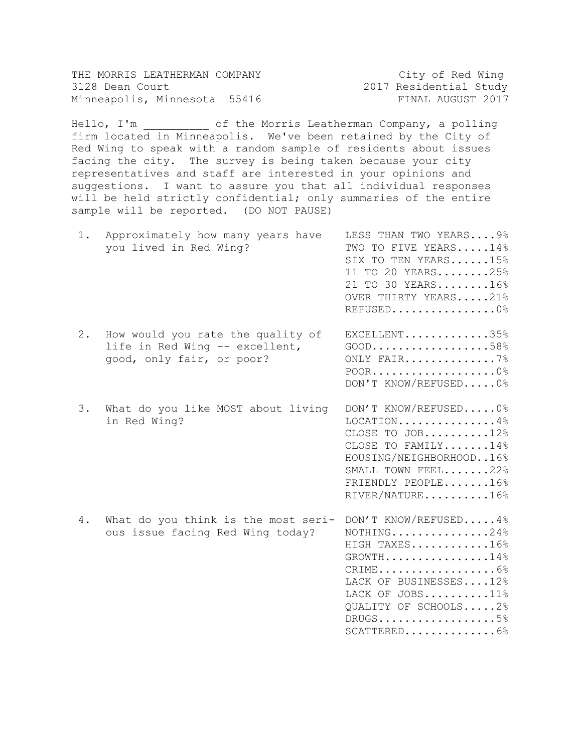THE MORRIS LEATHERMAN COMPANY
3128 Dean Court
Minneapolis, Minnesota 55416

City of Red Wing
2017 Residential Study
FINAL AUGUST 2017

Hello, I'm __________ of the Morris Leatherman Company, a polling firm located in Minneapolis. We've been retained by the City of Red Wing to speak with a random sample of residents about issues facing the city. The survey is being taken because your city representatives and staff are interested in your opinions and suggestions. I want to assure you that all individual responses will be held strictly confidential; only summaries of the entire sample will be reported. (DO NOT PAUSE)

1. Approximately how many years have you lived in Red Wing?

   | Response | % |
   |---|---|
   | LESS THAN TWO YEARS | 9% |
   | TWO TO FIVE YEARS | 14% |
   | SIX TO TEN YEARS | 15% |
   | 11 TO 20 YEARS | 25% |
   | 21 TO 30 YEARS | 16% |
   | OVER THIRTY YEARS | 21% |
   | REFUSED | 0% |

2. How would you rate the quality of life in Red Wing -- excellent, good, only fair, or poor?

   | Response | % |
   |---|---|
   | EXCELLENT | 35% |
   | GOOD | 58% |
   | ONLY FAIR | 7% |
   | POOR | 0% |
   | DON'T KNOW/REFUSED | 0% |

3. What do you like MOST about living in Red Wing?

   | Response | % |
   |---|---|
   | DON'T KNOW/REFUSED | 0% |
   | LOCATION | 4% |
   | CLOSE TO JOB | 12% |
   | CLOSE TO FAMILY | 14% |
   | HOUSING/NEIGHBORHOOD | 16% |
   | SMALL TOWN FEEL | 22% |
   | FRIENDLY PEOPLE | 16% |
   | RIVER/NATURE | 16% |

4. What do you think is the most serious issue facing Red Wing today?

   | Response | % |
   |---|---|
   | DON'T KNOW/REFUSED | 4% |
   | NOTHING | 24% |
   | HIGH TAXES | 16% |
   | GROWTH | 14% |
   | CRIME | 6% |
   | LACK OF BUSINESSES | 12% |
   | LACK OF JOBS | 11% |
   | QUALITY OF SCHOOLS | 2% |
   | DRUGS | 5% |
   | SCATTERED | 6% |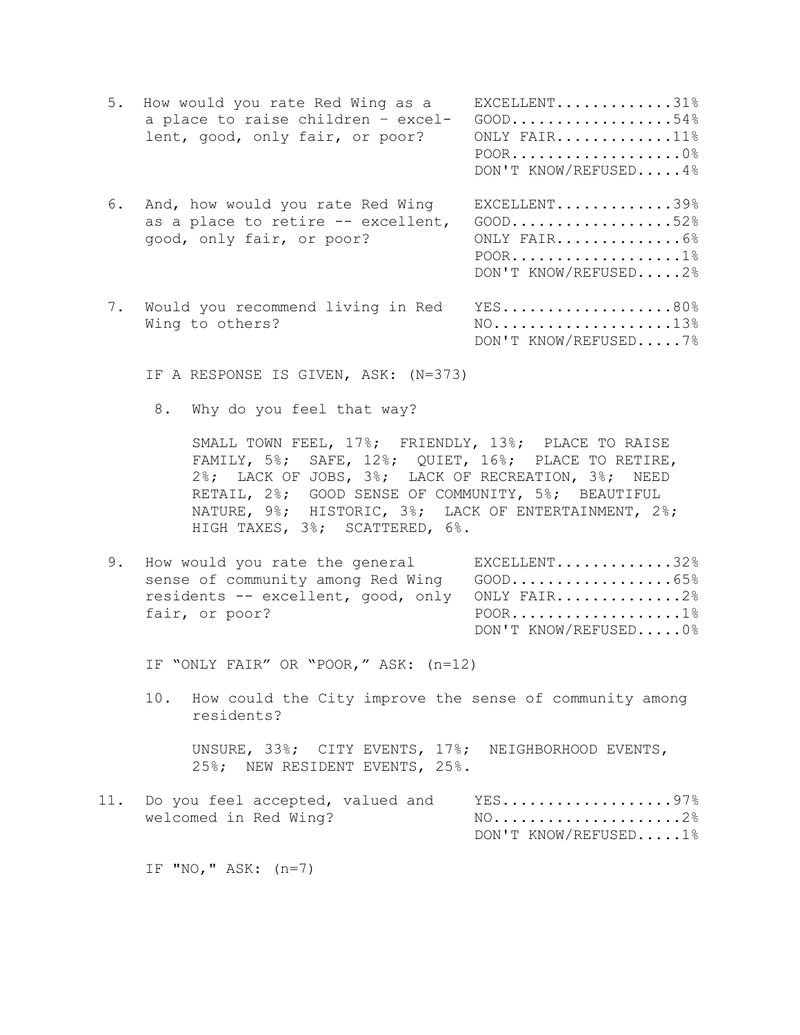5. How would you rate Red Wing as a a place to raise children – excellent, good, only fair, or poor?

| | |
|---|---|
| EXCELLENT | 31% |
| GOOD | 54% |
| ONLY FAIR | 11% |
| POOR | 0% |
| DON'T KNOW/REFUSED | 4% |

6. And, how would you rate Red Wing as a place to retire -- excellent, good, only fair, or poor?

| | |
|---|---|
| EXCELLENT | 39% |
| GOOD | 52% |
| ONLY FAIR | 6% |
| POOR | 1% |
| DON'T KNOW/REFUSED | 2% |

7. Would you recommend living in Red Wing to others?

| | |
|---|---|
| YES | 80% |
| NO | 13% |
| DON'T KNOW/REFUSED | 7% |

IF A RESPONSE IS GIVEN, ASK: (N=373)

8. Why do you feel that way?

SMALL TOWN FEEL, 17%; FRIENDLY, 13%; PLACE TO RAISE FAMILY, 5%; SAFE, 12%; QUIET, 16%; PLACE TO RETIRE, 2%; LACK OF JOBS, 3%; LACK OF RECREATION, 3%; NEED RETAIL, 2%; GOOD SENSE OF COMMUNITY, 5%; BEAUTIFUL NATURE, 9%; HISTORIC, 3%; LACK OF ENTERTAINMENT, 2%; HIGH TAXES, 3%; SCATTERED, 6%.

9. How would you rate the general sense of community among Red Wing residents -- excellent, good, only fair, or poor?

| | |
|---|---|
| EXCELLENT | 32% |
| GOOD | 65% |
| ONLY FAIR | 2% |
| POOR | 1% |
| DON'T KNOW/REFUSED | 0% |

IF "ONLY FAIR" OR "POOR," ASK: (n=12)

10. How could the City improve the sense of community among residents?

UNSURE, 33%; CITY EVENTS, 17%; NEIGHBORHOOD EVENTS, 25%; NEW RESIDENT EVENTS, 25%.

11. Do you feel accepted, valued and welcomed in Red Wing?

| | |
|---|---|
| YES | 97% |
| NO | 2% |
| DON'T KNOW/REFUSED | 1% |

IF "NO," ASK: (n=7)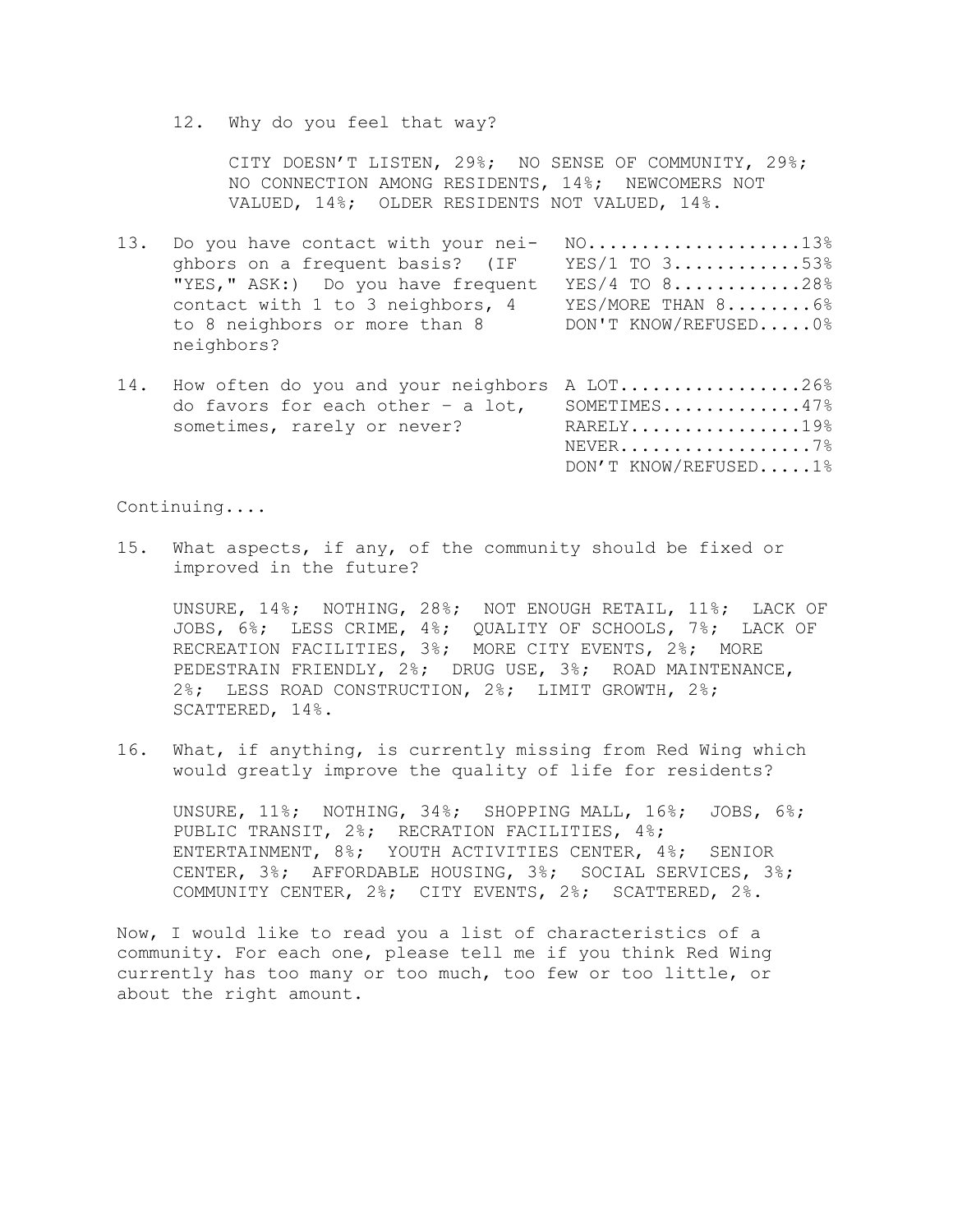12. Why do you feel that way?

    CITY DOESN'T LISTEN, 29%; NO SENSE OF COMMUNITY, 29%; NO CONNECTION AMONG RESIDENTS, 14%; NEWCOMERS NOT VALUED, 14%; OLDER RESIDENTS NOT VALUED, 14%.

13. Do you have contact with your neighbors on a frequent basis? (IF "YES," ASK:) Do you have frequent contact with 1 to 3 neighbors, 4 to 8 neighbors or more than 8 neighbors?

| | |
|---|---|
| NO | 13% |
| YES/1 TO 3 | 53% |
| YES/4 TO 8 | 28% |
| YES/MORE THAN 8 | 6% |
| DON'T KNOW/REFUSED | 0% |

14. How often do you and your neighbors do favors for each other – a lot, sometimes, rarely or never?

| | |
|---|---|
| A LOT | 26% |
| SOMETIMES | 47% |
| RARELY | 19% |
| NEVER | 7% |
| DON'T KNOW/REFUSED | 1% |

Continuing....

15. What aspects, if any, of the community should be fixed or improved in the future?

    UNSURE, 14%; NOTHING, 28%; NOT ENOUGH RETAIL, 11%; LACK OF JOBS, 6%; LESS CRIME, 4%; QUALITY OF SCHOOLS, 7%; LACK OF RECREATION FACILITIES, 3%; MORE CITY EVENTS, 2%; MORE PEDESTRAIN FRIENDLY, 2%; DRUG USE, 3%; ROAD MAINTENANCE, 2%; LESS ROAD CONSTRUCTION, 2%; LIMIT GROWTH, 2%; SCATTERED, 14%.

16. What, if anything, is currently missing from Red Wing which would greatly improve the quality of life for residents?

    UNSURE, 11%; NOTHING, 34%; SHOPPING MALL, 16%; JOBS, 6%; PUBLIC TRANSIT, 2%; RECREATION FACILITIES, 4%; ENTERTAINMENT, 8%; YOUTH ACTIVITIES CENTER, 4%; SENIOR CENTER, 3%; AFFORDABLE HOUSING, 3%; SOCIAL SERVICES, 3%; COMMUNITY CENTER, 2%; CITY EVENTS, 2%; SCATTERED, 2%.

Now, I would like to read you a list of characteristics of a community. For each one, please tell me if you think Red Wing currently has too many or too much, too few or too little, or about the right amount.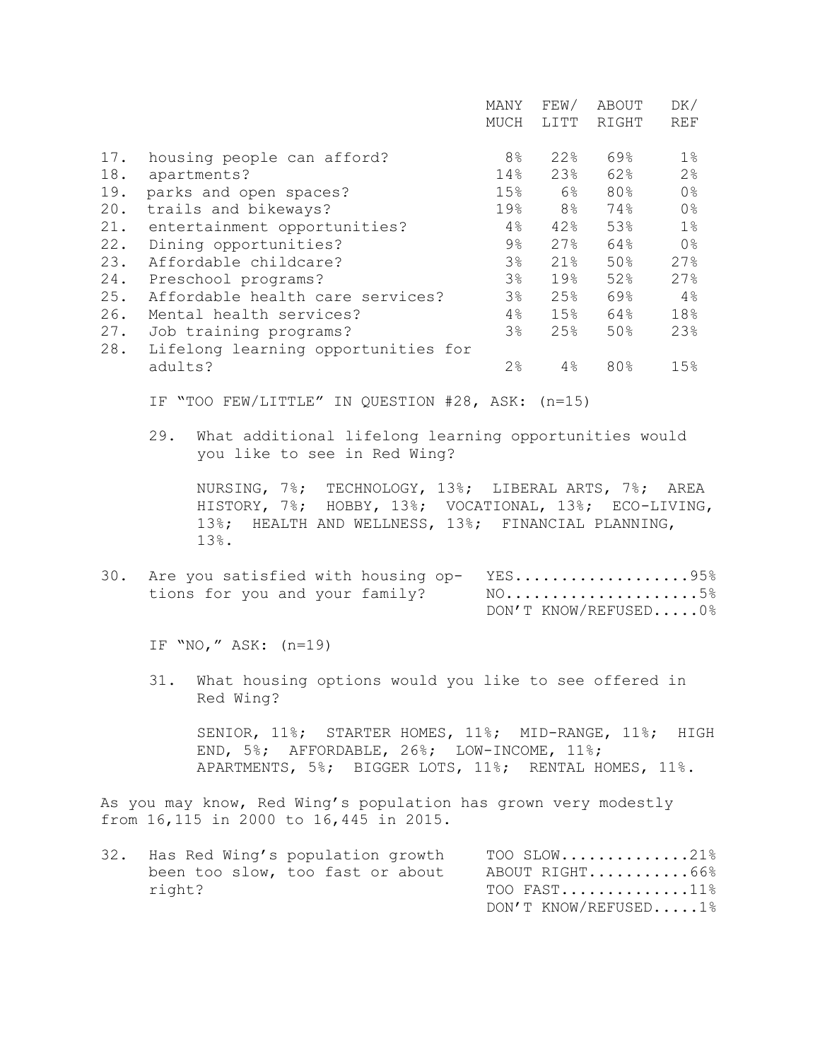| | | MANY MUCH | FEW/ LITT | ABOUT RIGHT | DK/ REF |
|---|---|---|---|---|---|
| 17. | housing people can afford? | 8% | 22% | 69% | 1% |
| 18. | apartments? | 14% | 23% | 62% | 2% |
| 19. | parks and open spaces? | 15% | 6% | 80% | 0% |
| 20. | trails and bikeways? | 19% | 8% | 74% | 0% |
| 21. | entertainment opportunities? | 4% | 42% | 53% | 1% |
| 22. | Dining opportunities? | 9% | 27% | 64% | 0% |
| 23. | Affordable childcare? | 3% | 21% | 50% | 27% |
| 24. | Preschool programs? | 3% | 19% | 52% | 27% |
| 25. | Affordable health care services? | 3% | 25% | 69% | 4% |
| 26. | Mental health services? | 4% | 15% | 64% | 18% |
| 27. | Job training programs? | 3% | 25% | 50% | 23% |
| 28. | Lifelong learning opportunities for adults? | 2% | 4% | 80% | 15% |

IF "TOO FEW/LITTLE" IN QUESTION #28, ASK: (n=15)

29. What additional lifelong learning opportunities would you like to see in Red Wing?

    NURSING, 7%; TECHNOLOGY, 13%; LIBERAL ARTS, 7%; AREA HISTORY, 7%; HOBBY, 13%; VOCATIONAL, 13%; ECO-LIVING, 13%; HEALTH AND WELLNESS, 13%; FINANCIAL PLANNING, 13%.

30. Are you satisfied with housing options for you and your family?

    YES...................95%
    NO.....................5%
    DON'T KNOW/REFUSED.....0%

IF "NO," ASK: (n=19)

31. What housing options would you like to see offered in Red Wing?

    SENIOR, 11%; STARTER HOMES, 11%; MID-RANGE, 11%; HIGH END, 5%; AFFORDABLE, 26%; LOW-INCOME, 11%; APARTMENTS, 5%; BIGGER LOTS, 11%; RENTAL HOMES, 11%.

As you may know, Red Wing's population has grown very modestly from 16,115 in 2000 to 16,445 in 2015.

32. Has Red Wing's population growth been too slow, too fast or about right?

    TOO SLOW..............21%
    ABOUT RIGHT...........66%
    TOO FAST..............11%
    DON'T KNOW/REFUSED.....1%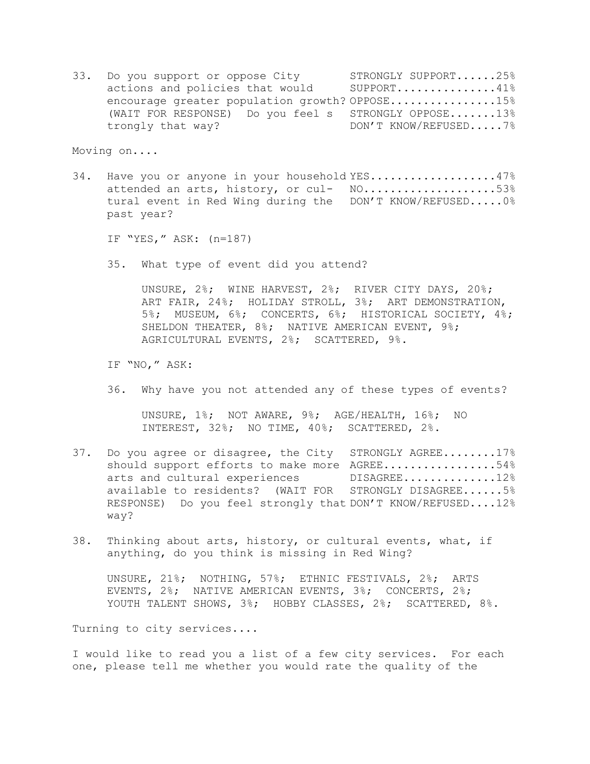33. Do you support or oppose City actions and policies that would encourage greater population growth? (WAIT FOR RESPONSE) Do you feel strongly that way?

| | |
|---|---|
| STRONGLY SUPPORT | 25% |
| SUPPORT | 41% |
| OPPOSE | 15% |
| STRONGLY OPPOSE | 13% |
| DON'T KNOW/REFUSED | 7% |

Moving on....

34. Have you or anyone in your household attended an arts, history, or cultural event in Red Wing during the past year?

| | |
|---|---|
| YES | 47% |
| NO | 53% |
| DON'T KNOW/REFUSED | 0% |

IF "YES," ASK: (n=187)

35. What type of event did you attend?

UNSURE, 2%; WINE HARVEST, 2%; RIVER CITY DAYS, 20%; ART FAIR, 24%; HOLIDAY STROLL, 3%; ART DEMONSTRATION, 5%; MUSEUM, 6%; CONCERTS, 6%; HISTORICAL SOCIETY, 4%; SHELDON THEATER, 8%; NATIVE AMERICAN EVENT, 9%; AGRICULTURAL EVENTS, 2%; SCATTERED, 9%.

IF "NO," ASK:

36. Why have you not attended any of these types of events?

UNSURE, 1%; NOT AWARE, 9%; AGE/HEALTH, 16%; NO INTEREST, 32%; NO TIME, 40%; SCATTERED, 2%.

37. Do you agree or disagree, the City should support efforts to make more arts and cultural experiences available to residents? (WAIT FOR RESPONSE) Do you feel strongly that way?

| | |
|---|---|
| STRONGLY AGREE | 17% |
| AGREE | 54% |
| DISAGREE | 12% |
| STRONGLY DISAGREE | 5% |
| DON'T KNOW/REFUSED | 12% |

38. Thinking about arts, history, or cultural events, what, if anything, do you think is missing in Red Wing?

UNSURE, 21%; NOTHING, 57%; ETHNIC FESTIVALS, 2%; ARTS EVENTS, 2%; NATIVE AMERICAN EVENTS, 3%; CONCERTS, 2%; YOUTH TALENT SHOWS, 3%; HOBBY CLASSES, 2%; SCATTERED, 8%.

Turning to city services....

I would like to read you a list of a few city services. For each one, please tell me whether you would rate the quality of the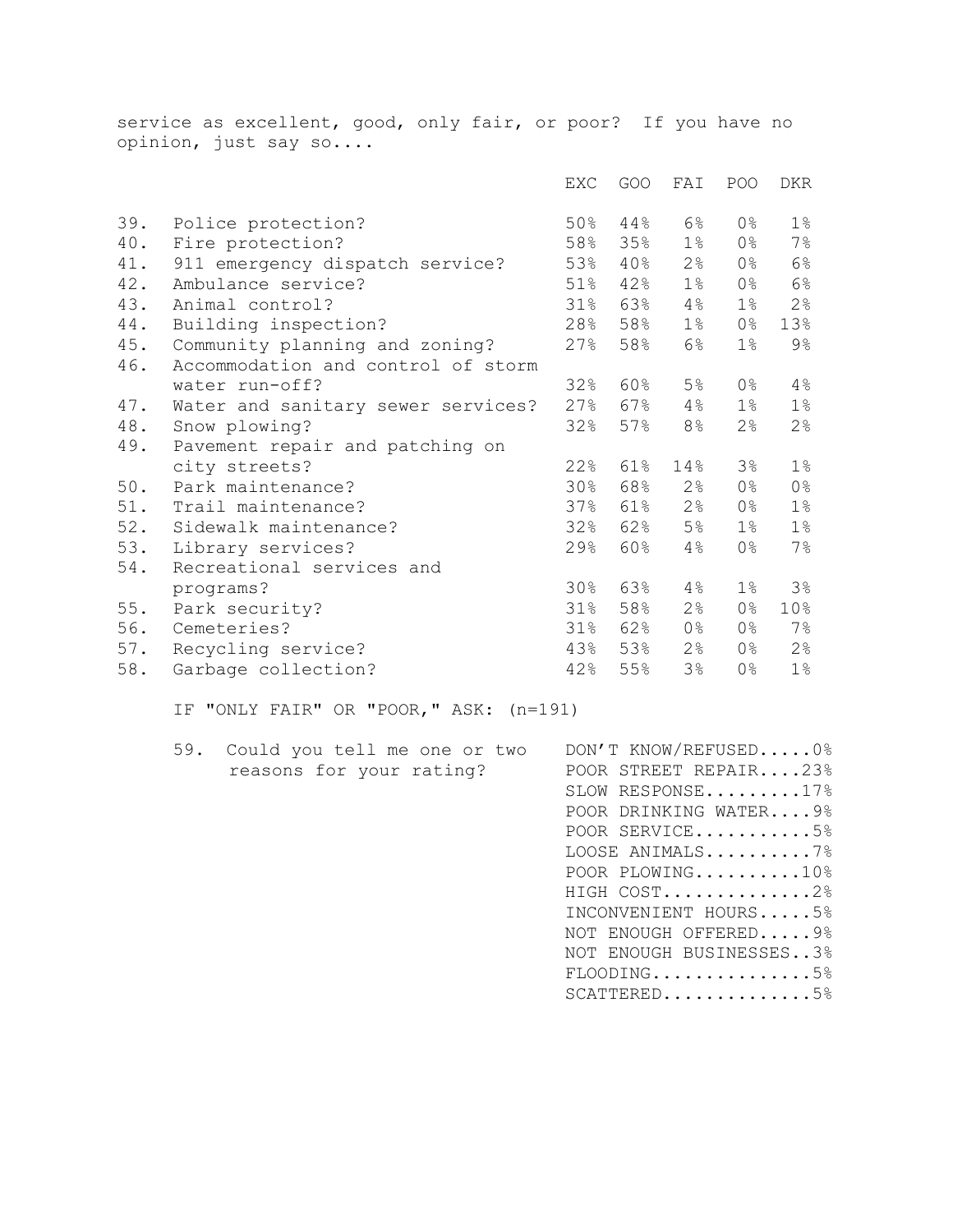service as excellent, good, only fair, or poor? If you have no opinion, just say so....

| | | EXC | GOO | FAI | POO | DKR |
|---|---|---|---|---|---|---|
| 39. | Police protection? | 50% | 44% | 6% | 0% | 1% |
| 40. | Fire protection? | 58% | 35% | 1% | 0% | 7% |
| 41. | 911 emergency dispatch service? | 53% | 40% | 2% | 0% | 6% |
| 42. | Ambulance service? | 51% | 42% | 1% | 0% | 6% |
| 43. | Animal control? | 31% | 63% | 4% | 1% | 2% |
| 44. | Building inspection? | 28% | 58% | 1% | 0% | 13% |
| 45. | Community planning and zoning? | 27% | 58% | 6% | 1% | 9% |
| 46. | Accommodation and control of storm water run-off? | 32% | 60% | 5% | 0% | 4% |
| 47. | Water and sanitary sewer services? | 27% | 67% | 4% | 1% | 1% |
| 48. | Snow plowing? | 32% | 57% | 8% | 2% | 2% |
| 49. | Pavement repair and patching on city streets? | 22% | 61% | 14% | 3% | 1% |
| 50. | Park maintenance? | 30% | 68% | 2% | 0% | 0% |
| 51. | Trail maintenance? | 37% | 61% | 2% | 0% | 1% |
| 52. | Sidewalk maintenance? | 32% | 62% | 5% | 1% | 1% |
| 53. | Library services? | 29% | 60% | 4% | 0% | 7% |
| 54. | Recreational services and programs? | 30% | 63% | 4% | 1% | 3% |
| 55. | Park security? | 31% | 58% | 2% | 0% | 10% |
| 56. | Cemeteries? | 31% | 62% | 0% | 0% | 7% |
| 57. | Recycling service? | 43% | 53% | 2% | 0% | 2% |
| 58. | Garbage collection? | 42% | 55% | 3% | 0% | 1% |

IF "ONLY FAIR" OR "POOR," ASK: (n=191)

59. Could you tell me one or two reasons for your rating?

DON'T KNOW/REFUSED.....0%
POOR STREET REPAIR....23%
SLOW RESPONSE.........17%
POOR DRINKING WATER....9%
POOR SERVICE...........5%
LOOSE ANIMALS..........7%
POOR PLOWING..........10%
HIGH COST..............2%
INCONVENIENT HOURS.....5%
NOT ENOUGH OFFERED.....9%
NOT ENOUGH BUSINESSES..3%
FLOODING...............5%
SCATTERED..............5%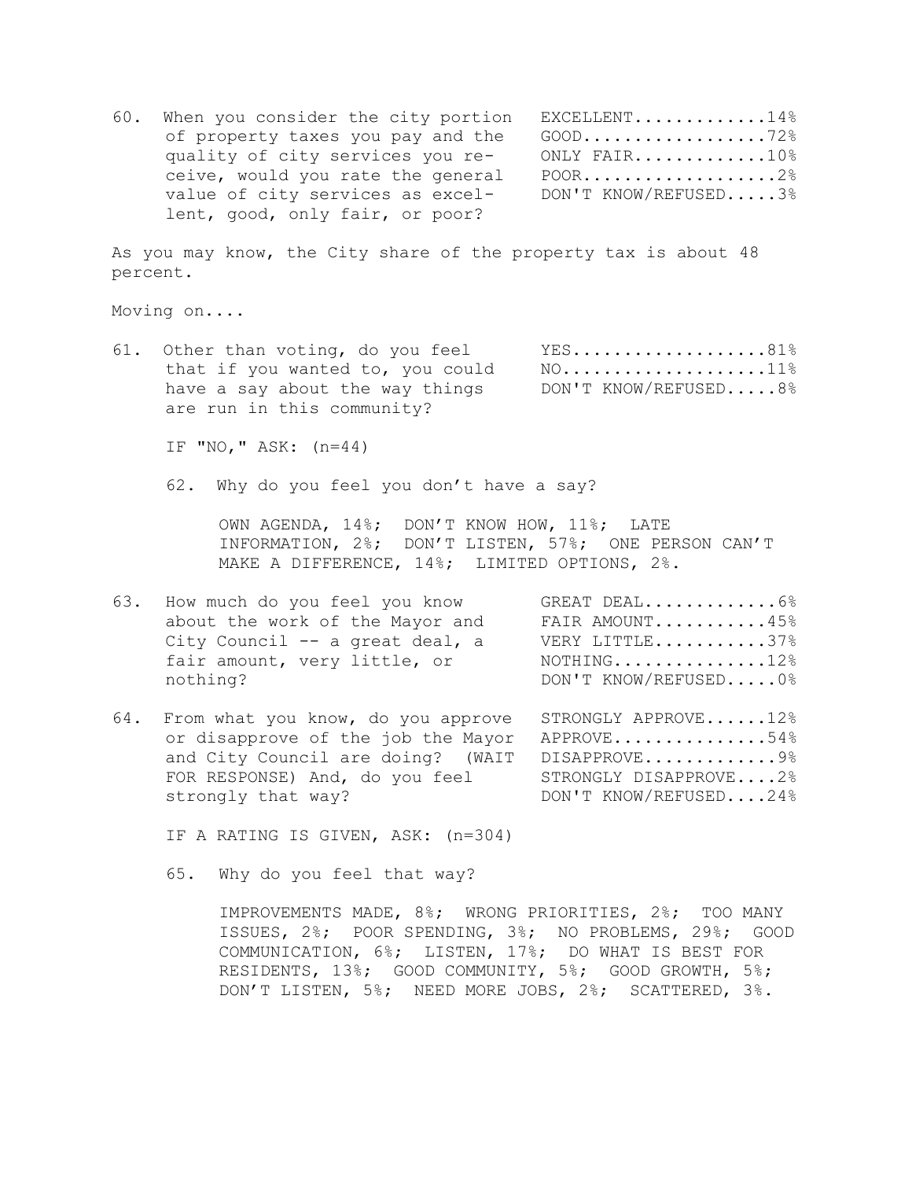60. When you consider the city portion of property taxes you pay and the quality of city services you receive, would you rate the general value of city services as excellent, good, only fair, or poor?

| | |
|---|---|
| EXCELLENT | 14% |
| GOOD | 72% |
| ONLY FAIR | 10% |
| POOR | 2% |
| DON'T KNOW/REFUSED | 3% |

As you may know, the City share of the property tax is about 48 percent.

Moving on....

61. Other than voting, do you feel that if you wanted to, you could have a say about the way things are run in this community?

| | |
|---|---|
| YES | 81% |
| NO | 11% |
| DON'T KNOW/REFUSED | 8% |

IF "NO," ASK: (n=44)

62. Why do you feel you don't have a say?

OWN AGENDA, 14%; DON'T KNOW HOW, 11%; LATE INFORMATION, 2%; DON'T LISTEN, 57%; ONE PERSON CAN'T MAKE A DIFFERENCE, 14%; LIMITED OPTIONS, 2%.

63. How much do you feel you know about the work of the Mayor and City Council -- a great deal, a fair amount, very little, or nothing?

| | |
|---|---|
| GREAT DEAL | 6% |
| FAIR AMOUNT | 45% |
| VERY LITTLE | 37% |
| NOTHING | 12% |
| DON'T KNOW/REFUSED | 0% |

64. From what you know, do you approve or disapprove of the job the Mayor and City Council are doing? (WAIT FOR RESPONSE) And, do you feel strongly that way?

| | |
|---|---|
| STRONGLY APPROVE | 12% |
| APPROVE | 54% |
| DISAPPROVE | 9% |
| STRONGLY DISAPPROVE | 2% |
| DON'T KNOW/REFUSED | 24% |

IF A RATING IS GIVEN, ASK: (n=304)

65. Why do you feel that way?

IMPROVEMENTS MADE, 8%; WRONG PRIORITIES, 2%; TOO MANY ISSUES, 2%; POOR SPENDING, 3%; NO PROBLEMS, 29%; GOOD COMMUNICATION, 6%; LISTEN, 17%; DO WHAT IS BEST FOR RESIDENTS, 13%; GOOD COMMUNITY, 5%; GOOD GROWTH, 5%; DON'T LISTEN, 5%; NEED MORE JOBS, 2%; SCATTERED, 3%.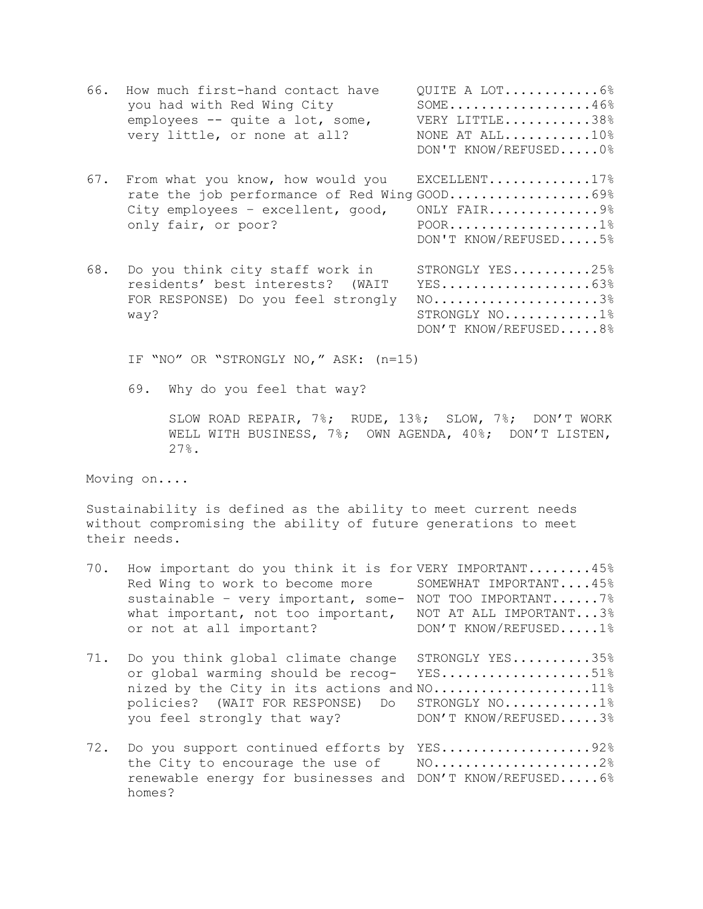66. How much first-hand contact have you had with Red Wing City employees -- quite a lot, some, very little, or none at all?

| | |
|---|---|
| QUITE A LOT | 6% |
| SOME | 46% |
| VERY LITTLE | 38% |
| NONE AT ALL | 10% |
| DON'T KNOW/REFUSED | 0% |

67. From what you know, how would you rate the job performance of Red Wing City employees – excellent, good, only fair, or poor?

| | |
|---|---|
| EXCELLENT | 17% |
| GOOD | 69% |
| ONLY FAIR | 9% |
| POOR | 1% |
| DON'T KNOW/REFUSED | 5% |

68. Do you think city staff work in residents' best interests? (WAIT FOR RESPONSE) Do you feel strongly way?

| | |
|---|---|
| STRONGLY YES | 25% |
| YES | 63% |
| NO | 3% |
| STRONGLY NO | 1% |
| DON'T KNOW/REFUSED | 8% |

IF "NO" OR "STRONGLY NO," ASK: (n=15)

69. Why do you feel that way?

SLOW ROAD REPAIR, 7%; RUDE, 13%; SLOW, 7%; DON'T WORK WELL WITH BUSINESS, 7%; OWN AGENDA, 40%; DON'T LISTEN, 27%.

Moving on....

Sustainability is defined as the ability to meet current needs without compromising the ability of future generations to meet their needs.

70. How important do you think it is for Red Wing to work to become more sustainable – very important, somewhat important, not too important, or not at all important?

| | |
|---|---|
| VERY IMPORTANT | 45% |
| SOMEWHAT IMPORTANT | 45% |
| NOT TOO IMPORTANT | 7% |
| NOT AT ALL IMPORTANT | 3% |
| DON'T KNOW/REFUSED | 1% |

71. Do you think global climate change or global warming should be recognized by the City in its actions and policies? (WAIT FOR RESPONSE) Do you feel strongly that way?

| | |
|---|---|
| STRONGLY YES | 35% |
| YES | 51% |
| NO | 11% |
| STRONGLY NO | 1% |
| DON'T KNOW/REFUSED | 3% |

72. Do you support continued efforts by the City to encourage the use of renewable energy for businesses and homes?

| | |
|---|---|
| YES | 92% |
| NO | 2% |
| DON'T KNOW/REFUSED | 6% |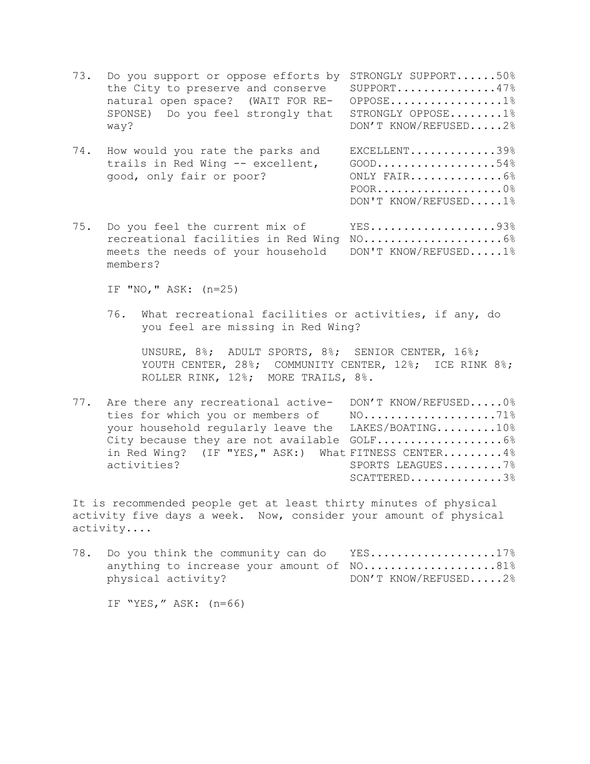73. Do you support or oppose efforts by the City to preserve and conserve natural open space? (WAIT FOR RESPONSE) Do you feel strongly that way?

| | |
|---|---|
| STRONGLY SUPPORT | 50% |
| SUPPORT | 47% |
| OPPOSE | 1% |
| STRONGLY OPPOSE | 1% |
| DON'T KNOW/REFUSED | 2% |

74. How would you rate the parks and trails in Red Wing -- excellent, good, only fair or poor?

| | |
|---|---|
| EXCELLENT | 39% |
| GOOD | 54% |
| ONLY FAIR | 6% |
| POOR | 0% |
| DON'T KNOW/REFUSED | 1% |

75. Do you feel the current mix of recreational facilities in Red Wing meets the needs of your household members?

| | |
|---|---|
| YES | 93% |
| NO | 6% |
| DON'T KNOW/REFUSED | 1% |

IF "NO," ASK: (n=25)

76. What recreational facilities or activities, if any, do you feel are missing in Red Wing?

UNSURE, 8%; ADULT SPORTS, 8%; SENIOR CENTER, 16%; YOUTH CENTER, 28%; COMMUNITY CENTER, 12%; ICE RINK 8%; ROLLER RINK, 12%; MORE TRAILS, 8%.

77. Are there any recreational activeties for which you or members of your household regularly leave the City because they are not available in Red Wing? (IF "YES," ASK:) What activities?

| | |
|---|---|
| DON'T KNOW/REFUSED | 0% |
| NO | 71% |
| LAKES/BOATING | 10% |
| GOLF | 6% |
| FITNESS CENTER | 4% |
| SPORTS LEAGUES | 7% |
| SCATTERED | 3% |

It is recommended people get at least thirty minutes of physical activity five days a week. Now, consider your amount of physical activity....

78. Do you think the community can do anything to increase your amount of physical activity?

| | |
|---|---|
| YES | 17% |
| NO | 81% |
| DON'T KNOW/REFUSED | 2% |

IF "YES," ASK: (n=66)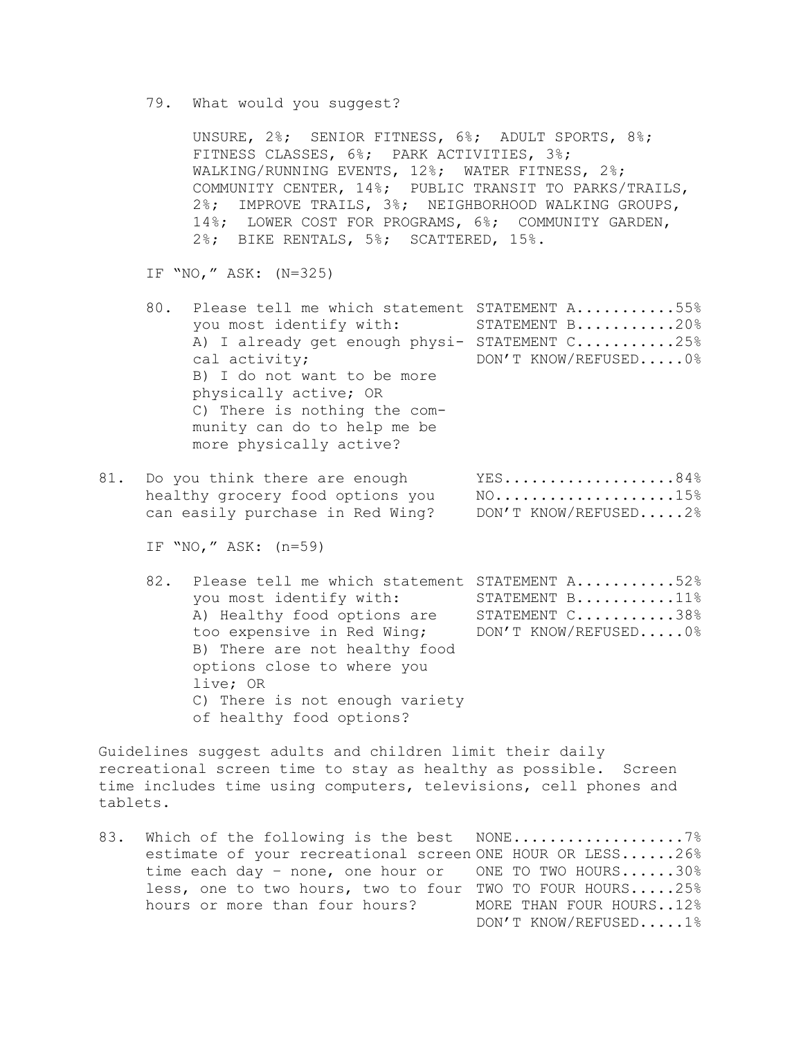79. What would you suggest?

    UNSURE, 2%; SENIOR FITNESS, 6%; ADULT SPORTS, 8%; FITNESS CLASSES, 6%; PARK ACTIVITIES, 3%; WALKING/RUNNING EVENTS, 12%; WATER FITNESS, 2%; COMMUNITY CENTER, 14%; PUBLIC TRANSIT TO PARKS/TRAILS, 2%; IMPROVE TRAILS, 3%; NEIGHBORHOOD WALKING GROUPS, 14%; LOWER COST FOR PROGRAMS, 6%; COMMUNITY GARDEN, 2%; BIKE RENTALS, 5%; SCATTERED, 15%.

IF "NO," ASK: (N=325)

80. Please tell me which statement you most identify with: A) I already get enough physical activity; B) I do not want to be more physically active; OR C) There is nothing the community can do to help me be more physically active?

    | Response | % |
    |---|---|
    | STATEMENT A | 55% |
    | STATEMENT B | 20% |
    | STATEMENT C | 25% |
    | DON'T KNOW/REFUSED | 0% |

81. Do you think there are enough healthy grocery food options you can easily purchase in Red Wing?

    | Response | % |
    |---|---|
    | YES | 84% |
    | NO | 15% |
    | DON'T KNOW/REFUSED | 2% |

IF "NO," ASK: (n=59)

82. Please tell me which statement you most identify with: A) Healthy food options are too expensive in Red Wing; B) There are not healthy food options close to where you live; OR C) There is not enough variety of healthy food options?

    | Response | % |
    |---|---|
    | STATEMENT A | 52% |
    | STATEMENT B | 11% |
    | STATEMENT C | 38% |
    | DON'T KNOW/REFUSED | 0% |

Guidelines suggest adults and children limit their daily recreational screen time to stay as healthy as possible. Screen time includes time using computers, televisions, cell phones and tablets.

83. Which of the following is the best estimate of your recreational screen time each day – none, one hour or less, one to two hours, two to four hours or more than four hours?

    | Response | % |
    |---|---|
    | NONE | 7% |
    | ONE HOUR OR LESS | 26% |
    | ONE TO TWO HOURS | 30% |
    | TWO TO FOUR HOURS | 25% |
    | MORE THAN FOUR HOURS | 12% |
    | DON'T KNOW/REFUSED | 1% |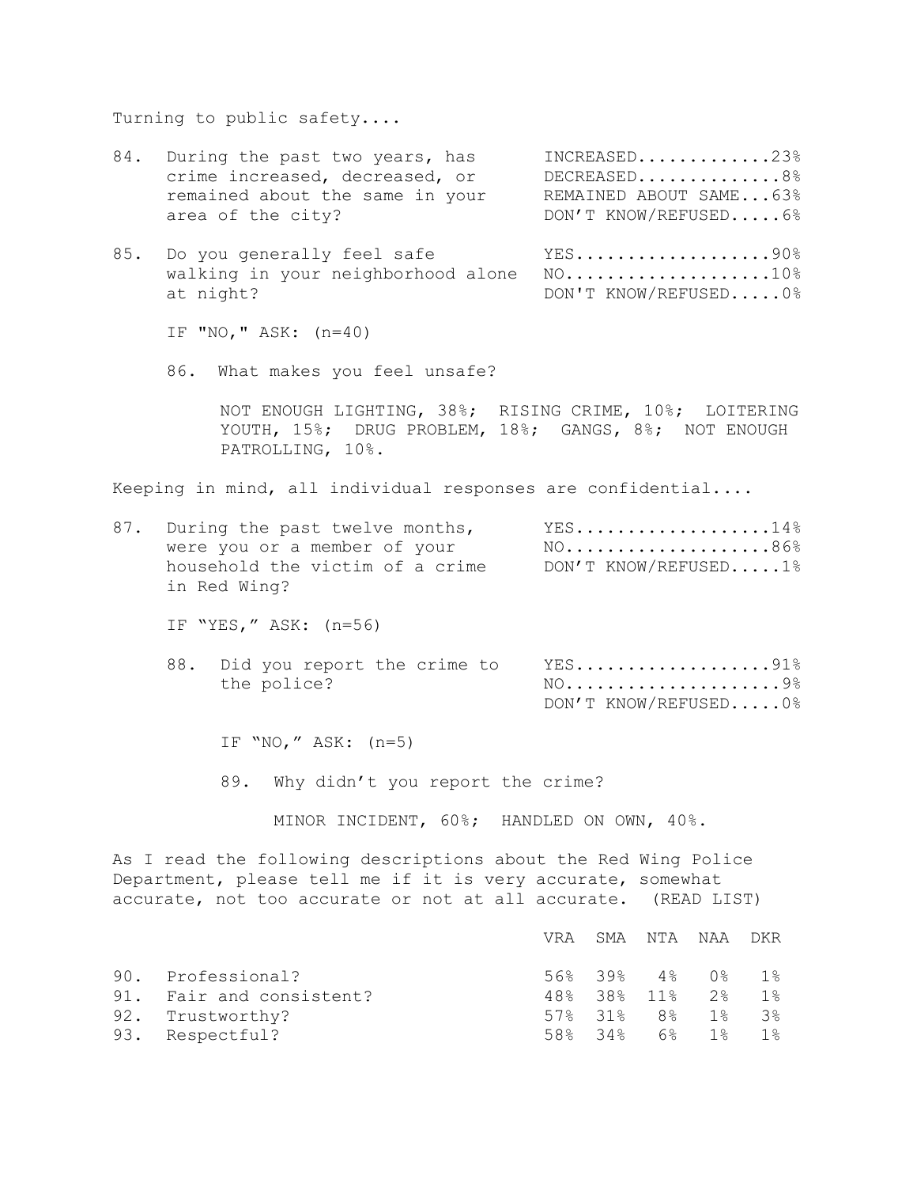Turning to public safety....

84. During the past two years, has crime increased, decreased, or remained about the same in your area of the city?

    - INCREASED.............23%
    - DECREASED..............8%
    - REMAINED ABOUT SAME...63%
    - DON'T KNOW/REFUSED.....6%

85. Do you generally feel safe walking in your neighborhood alone at night?

    - YES...................90%
    - NO....................10%
    - DON'T KNOW/REFUSED.....0%

    IF "NO," ASK: (n=40)

    86. What makes you feel unsafe?

        NOT ENOUGH LIGHTING, 38%; RISING CRIME, 10%; LOITERING YOUTH, 15%; DRUG PROBLEM, 18%; GANGS, 8%; NOT ENOUGH PATROLLING, 10%.

Keeping in mind, all individual responses are confidential....

87. During the past twelve months, were you or a member of your household the victim of a crime in Red Wing?

    - YES...................14%
    - NO....................86%
    - DON'T KNOW/REFUSED.....1%

    IF "YES," ASK: (n=56)

    88. Did you report the crime to the police?

        - YES...................91%
        - NO.....................9%
        - DON'T KNOW/REFUSED.....0%

        IF "NO," ASK: (n=5)

        89. Why didn't you report the crime?

            MINOR INCIDENT, 60%; HANDLED ON OWN, 40%.

As I read the following descriptions about the Red Wing Police Department, please tell me if it is very accurate, somewhat accurate, not too accurate or not at all accurate. (READ LIST)

| | VRA | SMA | NTA | NAA | DKR |
|---|---|---|---|---|---|
| 90. Professional? | 56% | 39% | 4% | 0% | 1% |
| 91. Fair and consistent? | 48% | 38% | 11% | 2% | 1% |
| 92. Trustworthy? | 57% | 31% | 8% | 1% | 3% |
| 93. Respectful? | 58% | 34% | 6% | 1% | 1% |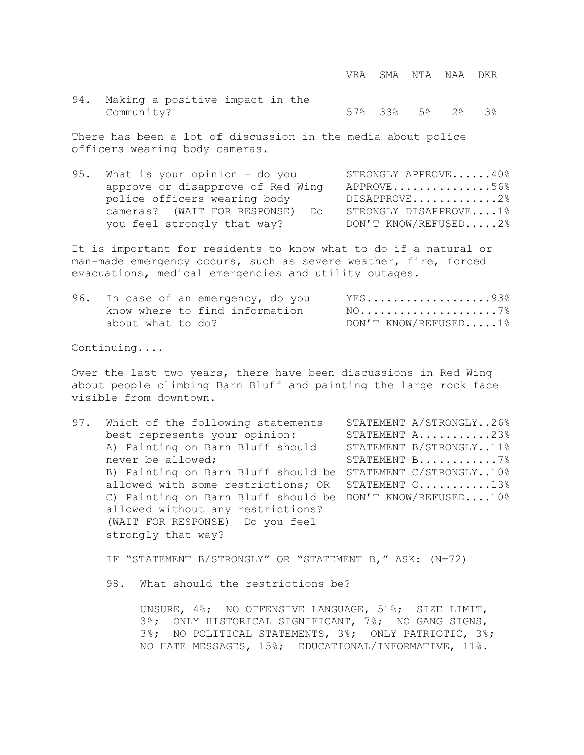| | VRA | SMA | NTA | NAA | DKR |
|---|---|---|---|---|---|
| 94. Making a positive impact in the Community? | 57% | 33% | 5% | 2% | 3% |

There has been a lot of discussion in the media about police officers wearing body cameras.

95. What is your opinion – do you approve or disapprove of Red Wing police officers wearing body cameras? (WAIT FOR RESPONSE) Do you feel strongly that way?

| | |
|---|---|
| STRONGLY APPROVE | 40% |
| APPROVE | 56% |
| DISAPPROVE | 2% |
| STRONGLY DISAPPROVE | 1% |
| DON'T KNOW/REFUSED | 2% |

It is important for residents to know what to do if a natural or man-made emergency occurs, such as severe weather, fire, forced evacuations, medical emergencies and utility outages.

96. In case of an emergency, do you know where to find information about what to do?

| | |
|---|---|
| YES | 93% |
| NO | 7% |
| DON'T KNOW/REFUSED | 1% |

Continuing....

Over the last two years, there have been discussions in Red Wing about people climbing Barn Bluff and painting the large rock face visible from downtown.

97. Which of the following statements best represents your opinion: A) Painting on Barn Bluff should never be allowed; B) Painting on Barn Bluff should be allowed with some restrictions; OR C) Painting on Barn Bluff should be allowed without any restrictions? (WAIT FOR RESPONSE) Do you feel strongly that way?

| | |
|---|---|
| STATEMENT A/STRONGLY | 26% |
| STATEMENT A | 23% |
| STATEMENT B/STRONGLY | 11% |
| STATEMENT B | 7% |
| STATEMENT C/STRONGLY | 10% |
| STATEMENT C | 13% |
| DON'T KNOW/REFUSED | 10% |

IF "STATEMENT B/STRONGLY" OR "STATEMENT B," ASK: (N=72)

98. What should the restrictions be?

UNSURE, 4%; NO OFFENSIVE LANGUAGE, 51%; SIZE LIMIT, 3%; ONLY HISTORICAL SIGNIFICANT, 7%; NO GANG SIGNS, 3%; NO POLITICAL STATEMENTS, 3%; ONLY PATRIOTIC, 3%; NO HATE MESSAGES, 15%; EDUCATIONAL/INFORMATIVE, 11%.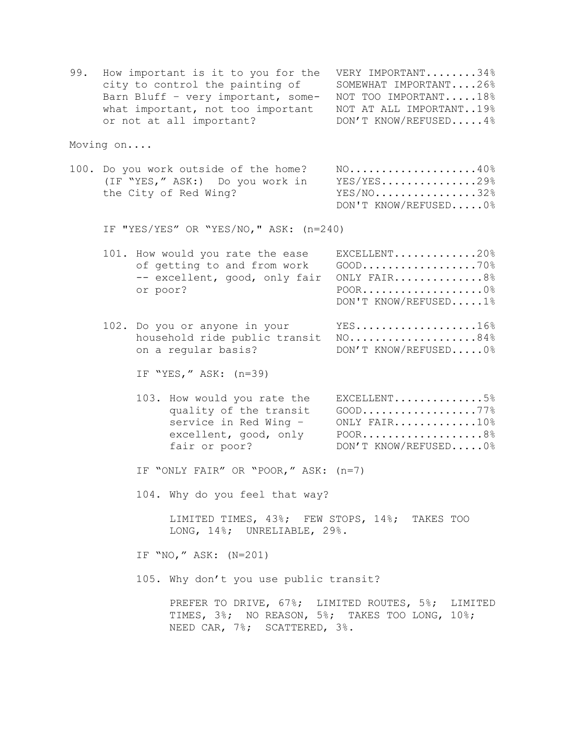99. How important is it to you for the city to control the painting of Barn Bluff – very important, somewhat important, not too important or not at all important?

| | |
|---|---|
| VERY IMPORTANT | 34% |
| SOMEWHAT IMPORTANT | 26% |
| NOT TOO IMPORTANT | 18% |
| NOT AT ALL IMPORTANT | 19% |
| DON'T KNOW/REFUSED | 4% |

Moving on....

100. Do you work outside of the home? (IF "YES," ASK:) Do you work in the City of Red Wing?

| | |
|---|---|
| NO | 40% |
| YES/YES | 29% |
| YES/NO | 32% |
| DON'T KNOW/REFUSED | 0% |

IF "YES/YES" OR "YES/NO," ASK: (n=240)

101. How would you rate the ease of getting to and from work -- excellent, good, only fair or poor?

| | |
|---|---|
| EXCELLENT | 20% |
| GOOD | 70% |
| ONLY FAIR | 8% |
| POOR | 0% |
| DON'T KNOW/REFUSED | 1% |

102. Do you or anyone in your household ride public transit on a regular basis?

| | |
|---|---|
| YES | 16% |
| NO | 84% |
| DON'T KNOW/REFUSED | 0% |

IF "YES," ASK: (n=39)

103. How would you rate the quality of the transit service in Red Wing – excellent, good, only fair or poor?

| | |
|---|---|
| EXCELLENT | 5% |
| GOOD | 77% |
| ONLY FAIR | 10% |
| POOR | 8% |
| DON'T KNOW/REFUSED | 0% |

IF "ONLY FAIR" OR "POOR," ASK: (n=7)

104. Why do you feel that way?

LIMITED TIMES, 43%; FEW STOPS, 14%; TAKES TOO LONG, 14%; UNRELIABLE, 29%.

IF "NO," ASK: (N=201)

105. Why don't you use public transit?

PREFER TO DRIVE, 67%; LIMITED ROUTES, 5%; LIMITED TIMES, 3%; NO REASON, 5%; TAKES TOO LONG, 10%; NEED CAR, 7%; SCATTERED, 3%.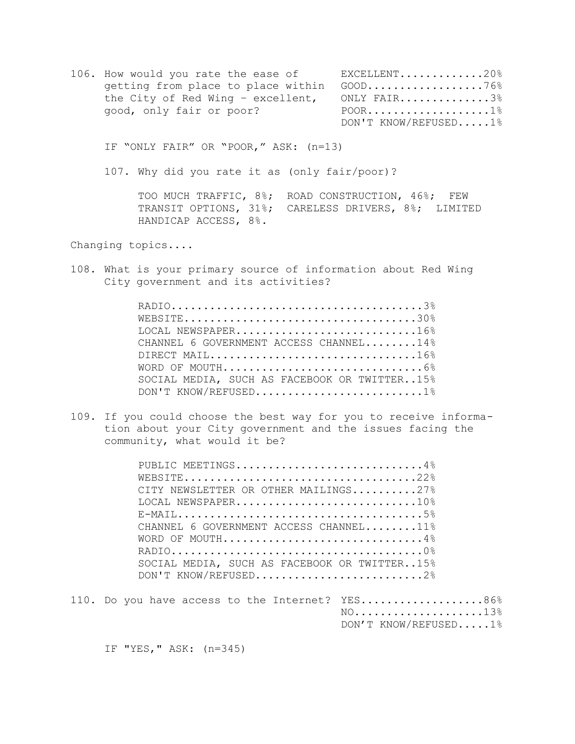106. How would you rate the ease of getting from place to place within the City of Red Wing – excellent, good, only fair or poor?

| | |
|---|---|
| EXCELLENT | 20% |
| GOOD | 76% |
| ONLY FAIR | 3% |
| POOR | 1% |
| DON'T KNOW/REFUSED | 1% |

IF "ONLY FAIR" OR "POOR," ASK: (n=13)

107. Why did you rate it as (only fair/poor)?

TOO MUCH TRAFFIC, 8%; ROAD CONSTRUCTION, 46%; FEW TRANSIT OPTIONS, 31%; CARELESS DRIVERS, 8%; LIMITED HANDICAP ACCESS, 8%.

Changing topics....

108. What is your primary source of information about Red Wing City government and its activities?

| | |
|---|---|
| RADIO | 3% |
| WEBSITE | 30% |
| LOCAL NEWSPAPER | 16% |
| CHANNEL 6 GOVERNMENT ACCESS CHANNEL | 14% |
| DIRECT MAIL | 16% |
| WORD OF MOUTH | 6% |
| SOCIAL MEDIA, SUCH AS FACEBOOK OR TWITTER | 15% |
| DON'T KNOW/REFUSED | 1% |

109. If you could choose the best way for you to receive information about your City government and the issues facing the community, what would it be?

| | |
|---|---|
| PUBLIC MEETINGS | 4% |
| WEBSITE | 22% |
| CITY NEWSLETTER OR OTHER MAILINGS | 27% |
| LOCAL NEWSPAPER | 10% |
| E-MAIL | 5% |
| CHANNEL 6 GOVERNMENT ACCESS CHANNEL | 11% |
| WORD OF MOUTH | 4% |
| RADIO | 0% |
| SOCIAL MEDIA, SUCH AS FACEBOOK OR TWITTER | 15% |
| DON'T KNOW/REFUSED | 2% |

110. Do you have access to the Internet?

| | |
|---|---|
| YES | 86% |
| NO | 13% |
| DON'T KNOW/REFUSED | 1% |

IF "YES," ASK: (n=345)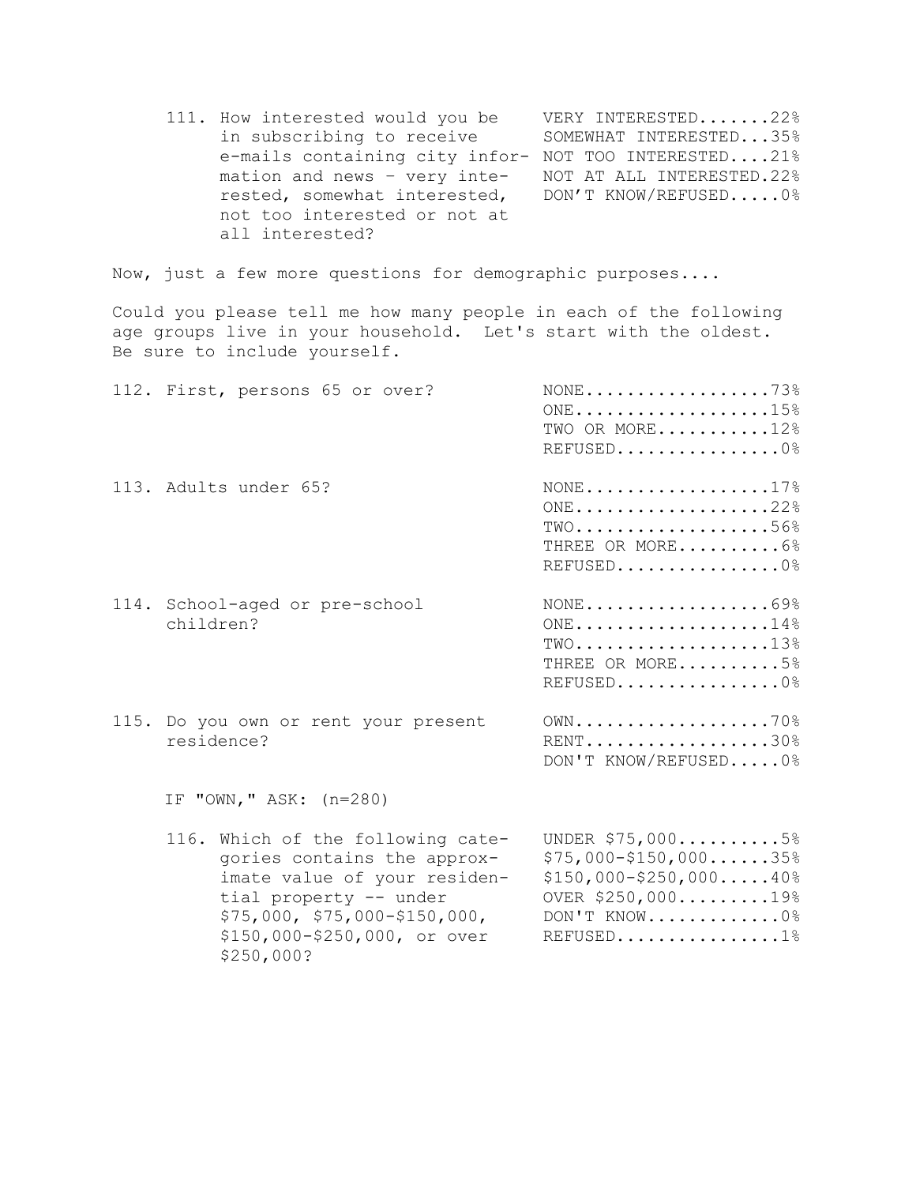111. How interested would you be in subscribing to receive e-mails containing city information and news – very interested, somewhat interested, not too interested or not at all interested?

| | |
|---|---|
| VERY INTERESTED | 22% |
| SOMEWHAT INTERESTED | 35% |
| NOT TOO INTERESTED | 21% |
| NOT AT ALL INTERESTED | 22% |
| DON'T KNOW/REFUSED | 0% |

Now, just a few more questions for demographic purposes....

Could you please tell me how many people in each of the following age groups live in your household. Let's start with the oldest. Be sure to include yourself.

112. First, persons 65 or over?

| | |
|---|---|
| NONE | 73% |
| ONE | 15% |
| TWO OR MORE | 12% |
| REFUSED | 0% |

113. Adults under 65?

| | |
|---|---|
| NONE | 17% |
| ONE | 22% |
| TWO | 56% |
| THREE OR MORE | 6% |
| REFUSED | 0% |

114. School-aged or pre-school children?

| | |
|---|---|
| NONE | 69% |
| ONE | 14% |
| TWO | 13% |
| THREE OR MORE | 5% |
| REFUSED | 0% |

115. Do you own or rent your present residence?

| | |
|---|---|
| OWN | 70% |
| RENT | 30% |
| DON'T KNOW/REFUSED | 0% |

IF "OWN," ASK: (n=280)

116. Which of the following categories contains the approximate value of your residential property -- under $75,000, $75,000-$150,000, $150,000-$250,000, or over $250,000?

| | |
|---|---|
| UNDER $75,000 | 5% |
| $75,000-$150,000 | 35% |
| $150,000-$250,000 | 40% |
| OVER $250,000 | 19% |
| DON'T KNOW | 0% |
| REFUSED | 1% |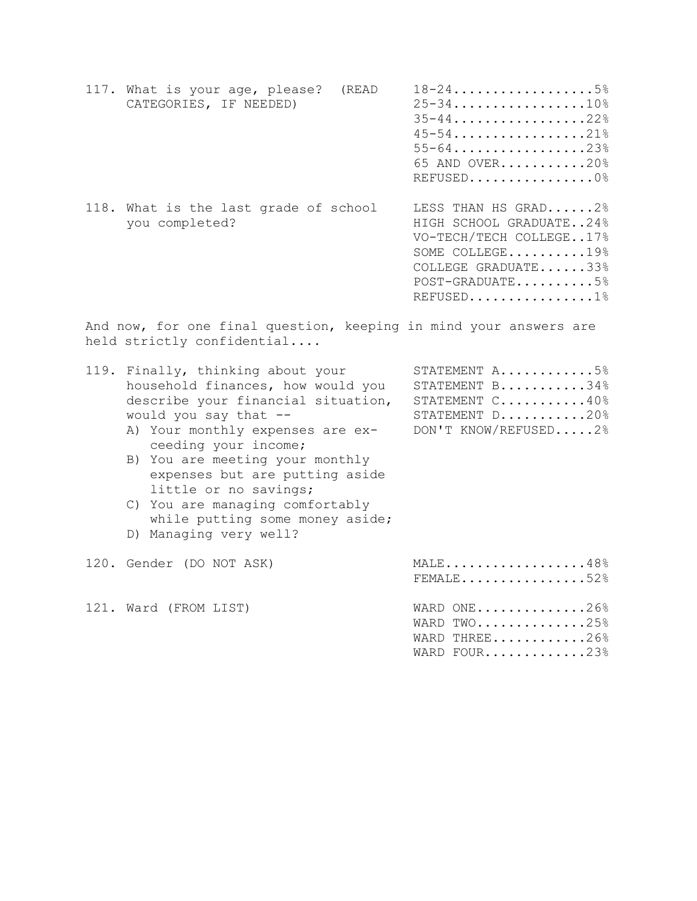117. What is your age, please? (READ CATEGORIES, IF NEEDED)

| | |
|---|---|
| 18-24 | 5% |
| 25-34 | 10% |
| 35-44 | 22% |
| 45-54 | 21% |
| 55-64 | 23% |
| 65 AND OVER | 20% |
| REFUSED | 0% |

118. What is the last grade of school you completed?

| | |
|---|---|
| LESS THAN HS GRAD | 2% |
| HIGH SCHOOL GRADUATE | 24% |
| VO-TECH/TECH COLLEGE | 17% |
| SOME COLLEGE | 19% |
| COLLEGE GRADUATE | 33% |
| POST-GRADUATE | 5% |
| REFUSED | 1% |

And now, for one final question, keeping in mind your answers are held strictly confidential....

119. Finally, thinking about your household finances, how would you describe your financial situation, would you say that --
   A) Your monthly expenses are exceeding your income;
   B) You are meeting your monthly expenses but are putting aside little or no savings;
   C) You are managing comfortably while putting some money aside;
   D) Managing very well?

| | |
|---|---|
| STATEMENT A | 5% |
| STATEMENT B | 34% |
| STATEMENT C | 40% |
| STATEMENT D | 20% |
| DON'T KNOW/REFUSED | 2% |

120. Gender (DO NOT ASK)

| | |
|---|---|
| MALE | 48% |
| FEMALE | 52% |

121. Ward (FROM LIST)

| | |
|---|---|
| WARD ONE | 26% |
| WARD TWO | 25% |
| WARD THREE | 26% |
| WARD FOUR | 23% |